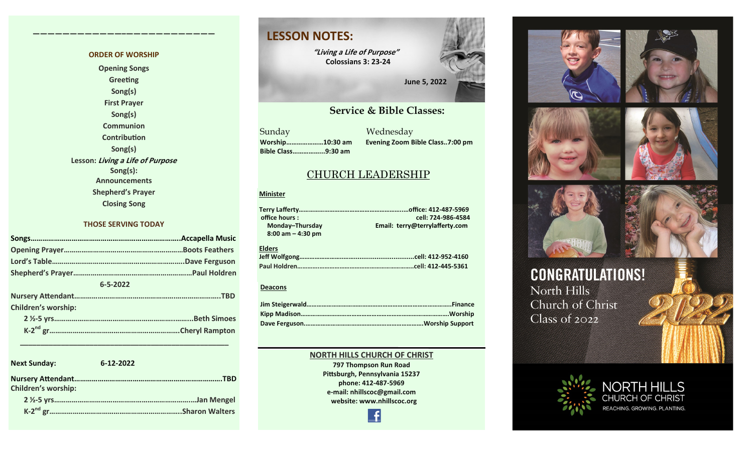## ORDER OF WORSHIP

Opening Songs
Greeting
Song(s)
First Prayer
Song(s)
Communion
Contribution
Song(s)
Lesson: *Living a Life of Purpose*
Song(s):
Announcements
Shepherd's Prayer
Closing Song

## THOSE SERVING TODAY

**Songs**……………………………………………………………**Accapella Music**
**Opening Prayer**……………………………………………**Boots Feathers**
**Lord's Table**…………………………………………………**Dave Ferguson**
**Shepherd's Prayer**…………………………………………**Paul Holdren**

**6-5-2022**

**Nursery Attendant**…………………………………………………**TBD**
**Children's worship:**
- **2 ½-5 yrs**……………………………………………**Beth Simoes**
- **K-2nd gr**………………………………………………**Cheryl Rampton**

---

**Next Sunday: 6-12-2022**

**Nursery Attendant**…………………………………………………**TBD**
**Children's worship:**
- **2 ½-5 yrs**……………………………………………**Jan Mengel**
- **K-2nd gr**………………………………………………**Sharon Walters**

# LESSON NOTES:

*"Living a Life of Purpose"*
**Colossians 3: 23-24**

**June 5, 2022**

## Service & Bible Classes:

Sunday
**Worship**…………………**10:30 am**
**Bible Class**……………….**9:30 am**

Wednesday
**Evening Zoom Bible Class..7:00 pm**

## CHURCH LEADERSHIP

**Minister**

**Terry Lafferty**…………………………………………**office: 412-487-5969**
**cell: 724-986-4584**
**Email: terry@terrylafferty.com**
**office hours :**
**Monday–Thursday**
**8:00 am – 4:30 pm**

**Elders**

**Jeff Wolfgong**……………………………………**cell: 412-952-4160**
**Paul Holdren**………………………………………**cell: 412-445-5361**

**Deacons**

**Jim Steigerwald**…………………………………………**Finance**
**Kipp Madison**……………………………………………**Worship**
**Dave Ferguson**…………………………………………**Worship Support**

---

**NORTH HILLS CHURCH OF CHRIST**
**797 Thompson Run Road**
**Pittsburgh, Pennsylvania 15237**
**phone: 412-487-5969**
**e-mail: nhillscoc@gmail.com**
**website: www.nhillscoc.org**

# CONGRATULATIONS!

North Hills
Church of Christ
Class of 2022

2022

NORTH HILLS
CHURCH OF CHRIST
REACHING. GROWING. PLANTING.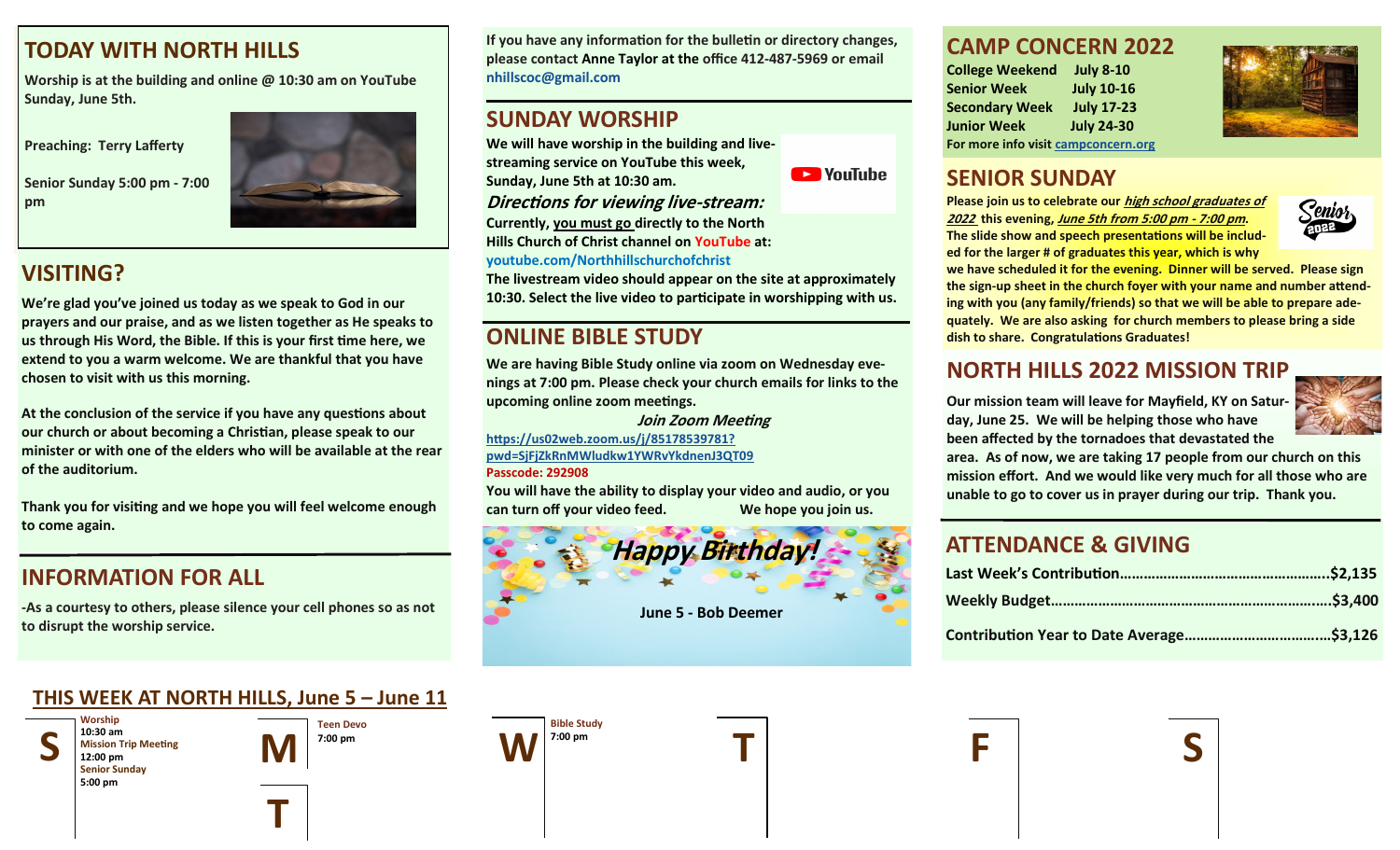## TODAY WITH NORTH HILLS

**Worship is at the building and online @ 10:30 am on YouTube Sunday, June 5th.**

**Preaching: Terry Lafferty**

**Senior Sunday 5:00 pm - 7:00 pm**

## VISITING?

**We're glad you've joined us today as we speak to God in our prayers and our praise, and as we listen together as He speaks to us through His Word, the Bible. If this is your first time here, we extend to you a warm welcome. We are thankful that you have chosen to visit with us this morning.**

**At the conclusion of the service if you have any questions about our church or about becoming a Christian, please speak to our minister or with one of the elders who will be available at the rear of the auditorium.**

**Thank you for visiting and we hope you will feel welcome enough to come again.**

## INFORMATION FOR ALL

**-As a courtesy to others, please silence your cell phones so as not to disrupt the worship service.**

**If you have any information for the bulletin or directory changes, please contact Anne Taylor at the office 412-487-5969 or email nhillscoc@gmail.com**

## SUNDAY WORSHIP

**We will have worship in the building and live-streaming service on YouTube this week, Sunday, June 5th at 10:30 am.**

***Directions for viewing live-stream:***

**Currently, you must go directly to the North Hills Church of Christ channel on YouTube at: youtube.com/Northhillschurchofchrist**

**The livestream video should appear on the site at approximately 10:30. Select the live video to participate in worshipping with us.**

## ONLINE BIBLE STUDY

**We are having Bible Study online via zoom on Wednesday evenings at 7:00 pm. Please check your church emails for links to the upcoming online zoom meetings.**

***Join Zoom Meeting***

**https://us02web.zoom.us/j/85178539781?pwd=SjFjZkRnMWludkw1YWRvYkdnenJ3QT09**

**Passcode: 292908**

**You will have the ability to display your video and audio, or you can turn off your video feed. We hope you join us.**

***Happy Birthday!***

**June 5 - Bob Deemer**

## CAMP CONCERN 2022

| | |
|---|---|
| **College Weekend** | **July 8-10** |
| **Senior Week** | **July 10-16** |
| **Secondary Week** | **July 17-23** |
| **Junior Week** | **July 24-30** |

**For more info visit campconcern.org**

## SENIOR SUNDAY

**Please join us to celebrate our *high school graduates of 2022* this evening, *June 5th from 5:00 pm - 7:00 pm*. The slide show and speech presentations will be included for the larger # of graduates this year, which is why we have scheduled it for the evening. Dinner will be served. Please sign the sign-up sheet in the church foyer with your name and number attending with you (any family/friends) so that we will be able to prepare adequately. We are also asking for church members to please bring a side dish to share. Congratulations Graduates!**

## NORTH HILLS 2022 MISSION TRIP

**Our mission team will leave for Mayfield, KY on Saturday, June 25. We will be helping those who have been affected by the tornadoes that devastated the area. As of now, we are taking 17 people from our church on this mission effort. And we would like very much for all those who are unable to go to cover us in prayer during our trip. Thank you.**

## ATTENDANCE & GIVING

**Last Week's Contribution........$2,135**

**Weekly Budget........$3,400**

**Contribution Year to Date Average........$3,126**

## THIS WEEK AT NORTH HILLS, June 5 – June 11

**S**
- Worship 10:30 am
- Mission Trip Meeting 12:00 pm
- Senior Sunday 5:00 pm

**M**
- Teen Devo 7:00 pm

**T**

**W**
- Bible Study 7:00 pm

**T**

**F**

**S**